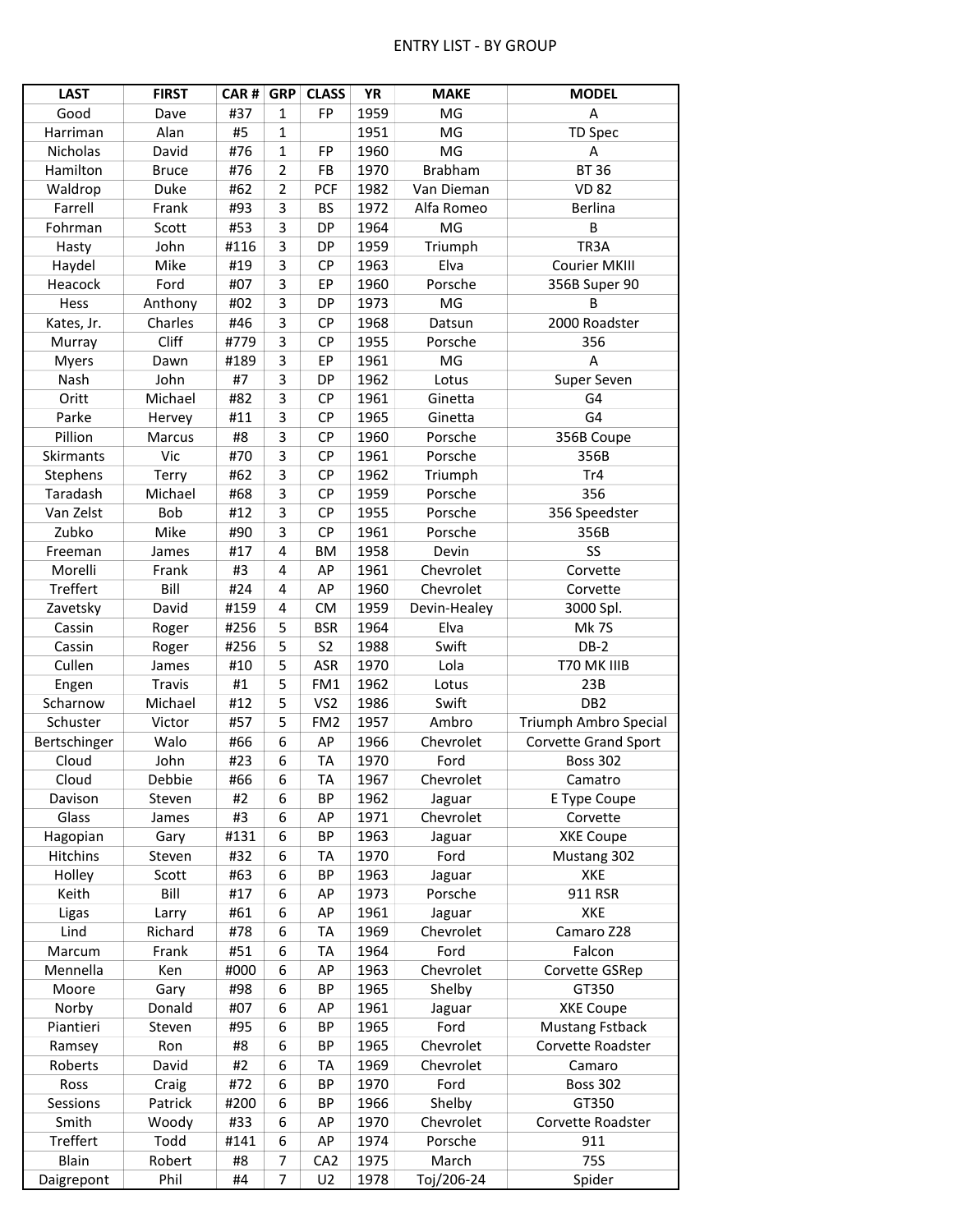ENTRY LIST - BY GROUP

| LAST | FIRST | CAR # | GRP | CLASS | YR | MAKE | MODEL |
|---|---|---|---|---|---|---|---|
| Good | Dave | #37 | 1 | FP | 1959 | MG | A |
| Harriman | Alan | #5 | 1 | | 1951 | MG | TD Spec |
| Nicholas | David | #76 | 1 | FP | 1960 | MG | A |
| Hamilton | Bruce | #76 | 2 | FB | 1970 | Brabham | BT 36 |
| Waldrop | Duke | #62 | 2 | PCF | 1982 | Van Dieman | VD 82 |
| Farrell | Frank | #93 | 3 | BS | 1972 | Alfa Romeo | Berlina |
| Fohrman | Scott | #53 | 3 | DP | 1964 | MG | B |
| Hasty | John | #116 | 3 | DP | 1959 | Triumph | TR3A |
| Haydel | Mike | #19 | 3 | CP | 1963 | Elva | Courier MKIII |
| Heacock | Ford | #07 | 3 | EP | 1960 | Porsche | 356B Super 90 |
| Hess | Anthony | #02 | 3 | DP | 1973 | MG | B |
| Kates, Jr. | Charles | #46 | 3 | CP | 1968 | Datsun | 2000 Roadster |
| Murray | Cliff | #779 | 3 | CP | 1955 | Porsche | 356 |
| Myers | Dawn | #189 | 3 | EP | 1961 | MG | A |
| Nash | John | #7 | 3 | DP | 1962 | Lotus | Super Seven |
| Oritt | Michael | #82 | 3 | CP | 1961 | Ginetta | G4 |
| Parke | Hervey | #11 | 3 | CP | 1965 | Ginetta | G4 |
| Pillion | Marcus | #8 | 3 | CP | 1960 | Porsche | 356B Coupe |
| Skirmants | Vic | #70 | 3 | CP | 1961 | Porsche | 356B |
| Stephens | Terry | #62 | 3 | CP | 1962 | Triumph | Tr4 |
| Taradash | Michael | #68 | 3 | CP | 1959 | Porsche | 356 |
| Van Zelst | Bob | #12 | 3 | CP | 1955 | Porsche | 356 Speedster |
| Zubko | Mike | #90 | 3 | CP | 1961 | Porsche | 356B |
| Freeman | James | #17 | 4 | BM | 1958 | Devin | SS |
| Morelli | Frank | #3 | 4 | AP | 1961 | Chevrolet | Corvette |
| Treffert | Bill | #24 | 4 | AP | 1960 | Chevrolet | Corvette |
| Zavetsky | David | #159 | 4 | CM | 1959 | Devin-Healey | 3000 Spl. |
| Cassin | Roger | #256 | 5 | BSR | 1964 | Elva | Mk 7S |
| Cassin | Roger | #256 | 5 | S2 | 1988 | Swift | DB-2 |
| Cullen | James | #10 | 5 | ASR | 1970 | Lola | T70 MK IIIB |
| Engen | Travis | #1 | 5 | FM1 | 1962 | Lotus | 23B |
| Scharnow | Michael | #12 | 5 | VS2 | 1986 | Swift | DB2 |
| Schuster | Victor | #57 | 5 | FM2 | 1957 | Ambro | Triumph Ambro Special |
| Bertschinger | Walo | #66 | 6 | AP | 1966 | Chevrolet | Corvette Grand Sport |
| Cloud | John | #23 | 6 | TA | 1970 | Ford | Boss 302 |
| Cloud | Debbie | #66 | 6 | TA | 1967 | Chevrolet | Camatro |
| Davison | Steven | #2 | 6 | BP | 1962 | Jaguar | E Type Coupe |
| Glass | James | #3 | 6 | AP | 1971 | Chevrolet | Corvette |
| Hagopian | Gary | #131 | 6 | BP | 1963 | Jaguar | XKE Coupe |
| Hitchins | Steven | #32 | 6 | TA | 1970 | Ford | Mustang 302 |
| Holley | Scott | #63 | 6 | BP | 1963 | Jaguar | XKE |
| Keith | Bill | #17 | 6 | AP | 1973 | Porsche | 911 RSR |
| Ligas | Larry | #61 | 6 | AP | 1961 | Jaguar | XKE |
| Lind | Richard | #78 | 6 | TA | 1969 | Chevrolet | Camaro Z28 |
| Marcum | Frank | #51 | 6 | TA | 1964 | Ford | Falcon |
| Mennella | Ken | #000 | 6 | AP | 1963 | Chevrolet | Corvette GSRep |
| Moore | Gary | #98 | 6 | BP | 1965 | Shelby | GT350 |
| Norby | Donald | #07 | 6 | AP | 1961 | Jaguar | XKE Coupe |
| Piantieri | Steven | #95 | 6 | BP | 1965 | Ford | Mustang Fstback |
| Ramsey | Ron | #8 | 6 | BP | 1965 | Chevrolet | Corvette Roadster |
| Roberts | David | #2 | 6 | TA | 1969 | Chevrolet | Camaro |
| Ross | Craig | #72 | 6 | BP | 1970 | Ford | Boss 302 |
| Sessions | Patrick | #200 | 6 | BP | 1966 | Shelby | GT350 |
| Smith | Woody | #33 | 6 | AP | 1970 | Chevrolet | Corvette Roadster |
| Treffert | Todd | #141 | 6 | AP | 1974 | Porsche | 911 |
| Blain | Robert | #8 | 7 | CA2 | 1975 | March | 75S |
| Daigrepont | Phil | #4 | 7 | U2 | 1978 | Toj/206-24 | Spider |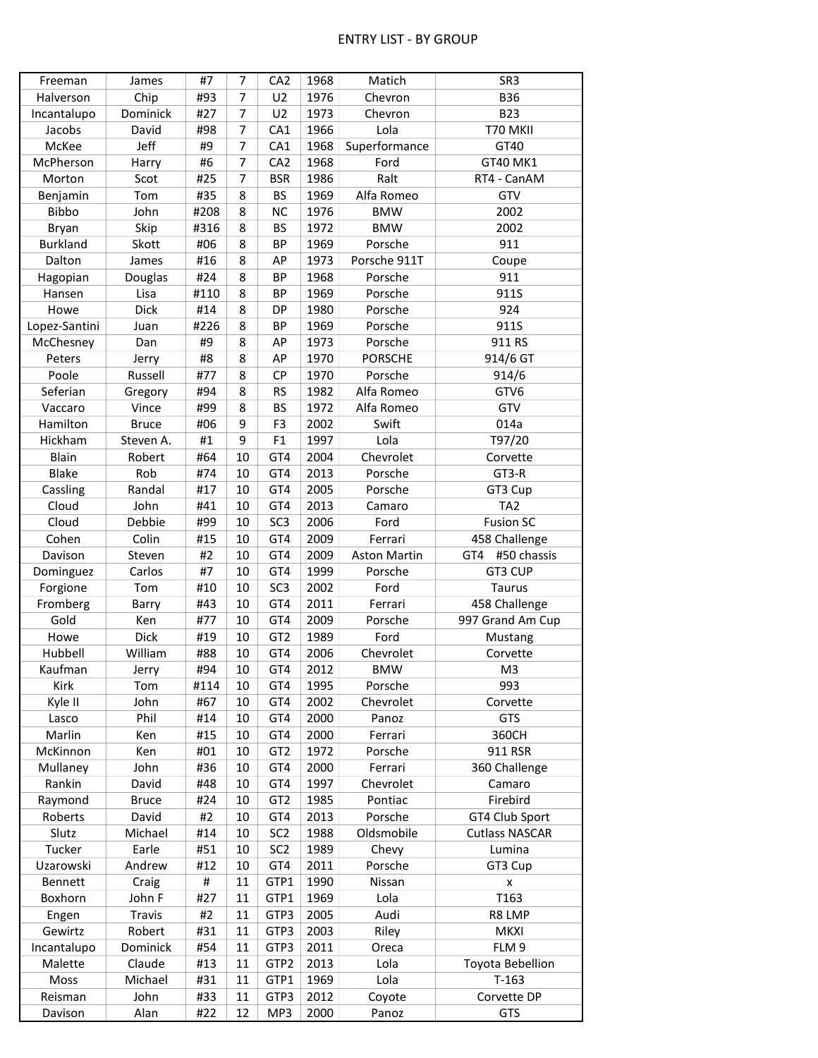ENTRY LIST - BY GROUP

| | | | | | | | |
|---|---|---|---|---|---|---|---|
| Freeman | James | #7 | 7 | CA2 | 1968 | Matich | SR3 |
| Halverson | Chip | #93 | 7 | U2 | 1976 | Chevron | B36 |
| Incantalupo | Dominick | #27 | 7 | U2 | 1973 | Chevron | B23 |
| Jacobs | David | #98 | 7 | CA1 | 1966 | Lola | T70 MKII |
| McKee | Jeff | #9 | 7 | CA1 | 1968 | Superformance | GT40 |
| McPherson | Harry | #6 | 7 | CA2 | 1968 | Ford | GT40 MK1 |
| Morton | Scot | #25 | 7 | BSR | 1986 | Ralt | RT4 - CanAM |
| Benjamin | Tom | #35 | 8 | BS | 1969 | Alfa Romeo | GTV |
| Bibbo | John | #208 | 8 | NC | 1976 | BMW | 2002 |
| Bryan | Skip | #316 | 8 | BS | 1972 | BMW | 2002 |
| Burkland | Skott | #06 | 8 | BP | 1969 | Porsche | 911 |
| Dalton | James | #16 | 8 | AP | 1973 | Porsche 911T | Coupe |
| Hagopian | Douglas | #24 | 8 | BP | 1968 | Porsche | 911 |
| Hansen | Lisa | #110 | 8 | BP | 1969 | Porsche | 911S |
| Howe | Dick | #14 | 8 | DP | 1980 | Porsche | 924 |
| Lopez-Santini | Juan | #226 | 8 | BP | 1969 | Porsche | 911S |
| McChesney | Dan | #9 | 8 | AP | 1973 | Porsche | 911 RS |
| Peters | Jerry | #8 | 8 | AP | 1970 | PORSCHE | 914/6 GT |
| Poole | Russell | #77 | 8 | CP | 1970 | Porsche | 914/6 |
| Seferian | Gregory | #94 | 8 | RS | 1982 | Alfa Romeo | GTV6 |
| Vaccaro | Vince | #99 | 8 | BS | 1972 | Alfa Romeo | GTV |
| Hamilton | Bruce | #06 | 9 | F3 | 2002 | Swift | 014a |
| Hickham | Steven A. | #1 | 9 | F1 | 1997 | Lola | T97/20 |
| Blain | Robert | #64 | 10 | GT4 | 2004 | Chevrolet | Corvette |
| Blake | Rob | #74 | 10 | GT4 | 2013 | Porsche | GT3-R |
| Cassling | Randal | #17 | 10 | GT4 | 2005 | Porsche | GT3 Cup |
| Cloud | John | #41 | 10 | GT4 | 2013 | Camaro | TA2 |
| Cloud | Debbie | #99 | 10 | SC3 | 2006 | Ford | Fusion SC |
| Cohen | Colin | #15 | 10 | GT4 | 2009 | Ferrari | 458 Challenge |
| Davison | Steven | #2 | 10 | GT4 | 2009 | Aston Martin | GT4 #50 chassis |
| Dominguez | Carlos | #7 | 10 | GT4 | 1999 | Porsche | GT3 CUP |
| Forgione | Tom | #10 | 10 | SC3 | 2002 | Ford | Taurus |
| Fromberg | Barry | #43 | 10 | GT4 | 2011 | Ferrari | 458 Challenge |
| Gold | Ken | #77 | 10 | GT4 | 2009 | Porsche | 997 Grand Am Cup |
| Howe | Dick | #19 | 10 | GT2 | 1989 | Ford | Mustang |
| Hubbell | William | #88 | 10 | GT4 | 2006 | Chevrolet | Corvette |
| Kaufman | Jerry | #94 | 10 | GT4 | 2012 | BMW | M3 |
| Kirk | Tom | #114 | 10 | GT4 | 1995 | Porsche | 993 |
| Kyle II | John | #67 | 10 | GT4 | 2002 | Chevrolet | Corvette |
| Lasco | Phil | #14 | 10 | GT4 | 2000 | Panoz | GTS |
| Marlin | Ken | #15 | 10 | GT4 | 2000 | Ferrari | 360CH |
| McKinnon | Ken | #01 | 10 | GT2 | 1972 | Porsche | 911 RSR |
| Mullaney | John | #36 | 10 | GT4 | 2000 | Ferrari | 360 Challenge |
| Rankin | David | #48 | 10 | GT4 | 1997 | Chevrolet | Camaro |
| Raymond | Bruce | #24 | 10 | GT2 | 1985 | Pontiac | Firebird |
| Roberts | David | #2 | 10 | GT4 | 2013 | Porsche | GT4 Club Sport |
| Slutz | Michael | #14 | 10 | SC2 | 1988 | Oldsmobile | Cutlass NASCAR |
| Tucker | Earle | #51 | 10 | SC2 | 1989 | Chevy | Lumina |
| Uzarowski | Andrew | #12 | 10 | GT4 | 2011 | Porsche | GT3 Cup |
| Bennett | Craig | # | 11 | GTP1 | 1990 | Nissan | x |
| Boxhorn | John F | #27 | 11 | GTP1 | 1969 | Lola | T163 |
| Engen | Travis | #2 | 11 | GTP3 | 2005 | Audi | R8 LMP |
| Gewirtz | Robert | #31 | 11 | GTP3 | 2003 | Riley | MKXI |
| Incantalupo | Dominick | #54 | 11 | GTP3 | 2011 | Oreca | FLM 9 |
| Malette | Claude | #13 | 11 | GTP2 | 2013 | Lola | Toyota Bebellion |
| Moss | Michael | #31 | 11 | GTP1 | 1969 | Lola | T-163 |
| Reisman | John | #33 | 11 | GTP3 | 2012 | Coyote | Corvette DP |
| Davison | Alan | #22 | 12 | MP3 | 2000 | Panoz | GTS |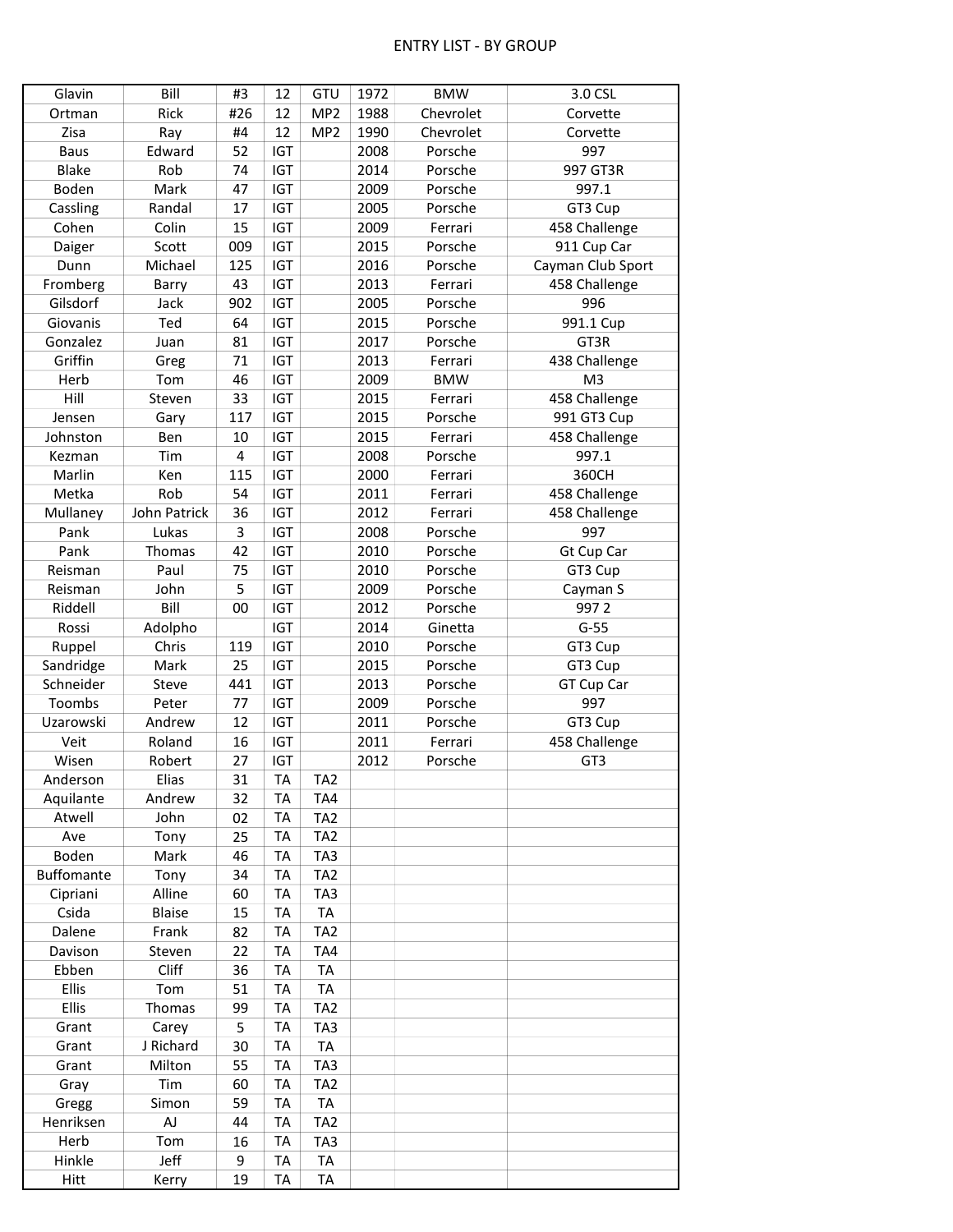ENTRY LIST - BY GROUP

| | | | | | | | |
|---|---|---|---|---|---|---|---|
| Glavin | Bill | #3 | 12 | GTU | 1972 | BMW | 3.0 CSL |
| Ortman | Rick | #26 | 12 | MP2 | 1988 | Chevrolet | Corvette |
| Zisa | Ray | #4 | 12 | MP2 | 1990 | Chevrolet | Corvette |
| Baus | Edward | 52 | IGT | | 2008 | Porsche | 997 |
| Blake | Rob | 74 | IGT | | 2014 | Porsche | 997 GT3R |
| Boden | Mark | 47 | IGT | | 2009 | Porsche | 997.1 |
| Cassling | Randal | 17 | IGT | | 2005 | Porsche | GT3 Cup |
| Cohen | Colin | 15 | IGT | | 2009 | Ferrari | 458 Challenge |
| Daiger | Scott | 009 | IGT | | 2015 | Porsche | 911 Cup Car |
| Dunn | Michael | 125 | IGT | | 2016 | Porsche | Cayman Club Sport |
| Fromberg | Barry | 43 | IGT | | 2013 | Ferrari | 458 Challenge |
| Gilsdorf | Jack | 902 | IGT | | 2005 | Porsche | 996 |
| Giovanis | Ted | 64 | IGT | | 2015 | Porsche | 991.1 Cup |
| Gonzalez | Juan | 81 | IGT | | 2017 | Porsche | GT3R |
| Griffin | Greg | 71 | IGT | | 2013 | Ferrari | 438 Challenge |
| Herb | Tom | 46 | IGT | | 2009 | BMW | M3 |
| Hill | Steven | 33 | IGT | | 2015 | Ferrari | 458 Challenge |
| Jensen | Gary | 117 | IGT | | 2015 | Porsche | 991 GT3 Cup |
| Johnston | Ben | 10 | IGT | | 2015 | Ferrari | 458 Challenge |
| Kezman | Tim | 4 | IGT | | 2008 | Porsche | 997.1 |
| Marlin | Ken | 115 | IGT | | 2000 | Ferrari | 360CH |
| Metka | Rob | 54 | IGT | | 2011 | Ferrari | 458 Challenge |
| Mullaney | John Patrick | 36 | IGT | | 2012 | Ferrari | 458 Challenge |
| Pank | Lukas | 3 | IGT | | 2008 | Porsche | 997 |
| Pank | Thomas | 42 | IGT | | 2010 | Porsche | Gt Cup Car |
| Reisman | Paul | 75 | IGT | | 2010 | Porsche | GT3 Cup |
| Reisman | John | 5 | IGT | | 2009 | Porsche | Cayman S |
| Riddell | Bill | 00 | IGT | | 2012 | Porsche | 997 2 |
| Rossi | Adolpho | | IGT | | 2014 | Ginetta | G-55 |
| Ruppel | Chris | 119 | IGT | | 2010 | Porsche | GT3 Cup |
| Sandridge | Mark | 25 | IGT | | 2015 | Porsche | GT3 Cup |
| Schneider | Steve | 441 | IGT | | 2013 | Porsche | GT Cup Car |
| Toombs | Peter | 77 | IGT | | 2009 | Porsche | 997 |
| Uzarowski | Andrew | 12 | IGT | | 2011 | Porsche | GT3 Cup |
| Veit | Roland | 16 | IGT | | 2011 | Ferrari | 458 Challenge |
| Wisen | Robert | 27 | IGT | | 2012 | Porsche | GT3 |
| Anderson | Elias | 31 | TA | TA2 | | | |
| Aquilante | Andrew | 32 | TA | TA4 | | | |
| Atwell | John | 02 | TA | TA2 | | | |
| Ave | Tony | 25 | TA | TA2 | | | |
| Boden | Mark | 46 | TA | TA3 | | | |
| Buffomante | Tony | 34 | TA | TA2 | | | |
| Cipriani | Alline | 60 | TA | TA3 | | | |
| Csida | Blaise | 15 | TA | TA | | | |
| Dalene | Frank | 82 | TA | TA2 | | | |
| Davison | Steven | 22 | TA | TA4 | | | |
| Ebben | Cliff | 36 | TA | TA | | | |
| Ellis | Tom | 51 | TA | TA | | | |
| Ellis | Thomas | 99 | TA | TA2 | | | |
| Grant | Carey | 5 | TA | TA3 | | | |
| Grant | J Richard | 30 | TA | TA | | | |
| Grant | Milton | 55 | TA | TA3 | | | |
| Gray | Tim | 60 | TA | TA2 | | | |
| Gregg | Simon | 59 | TA | TA | | | |
| Henriksen | AJ | 44 | TA | TA2 | | | |
| Herb | Tom | 16 | TA | TA3 | | | |
| Hinkle | Jeff | 9 | TA | TA | | | |
| Hitt | Kerry | 19 | TA | TA | | | |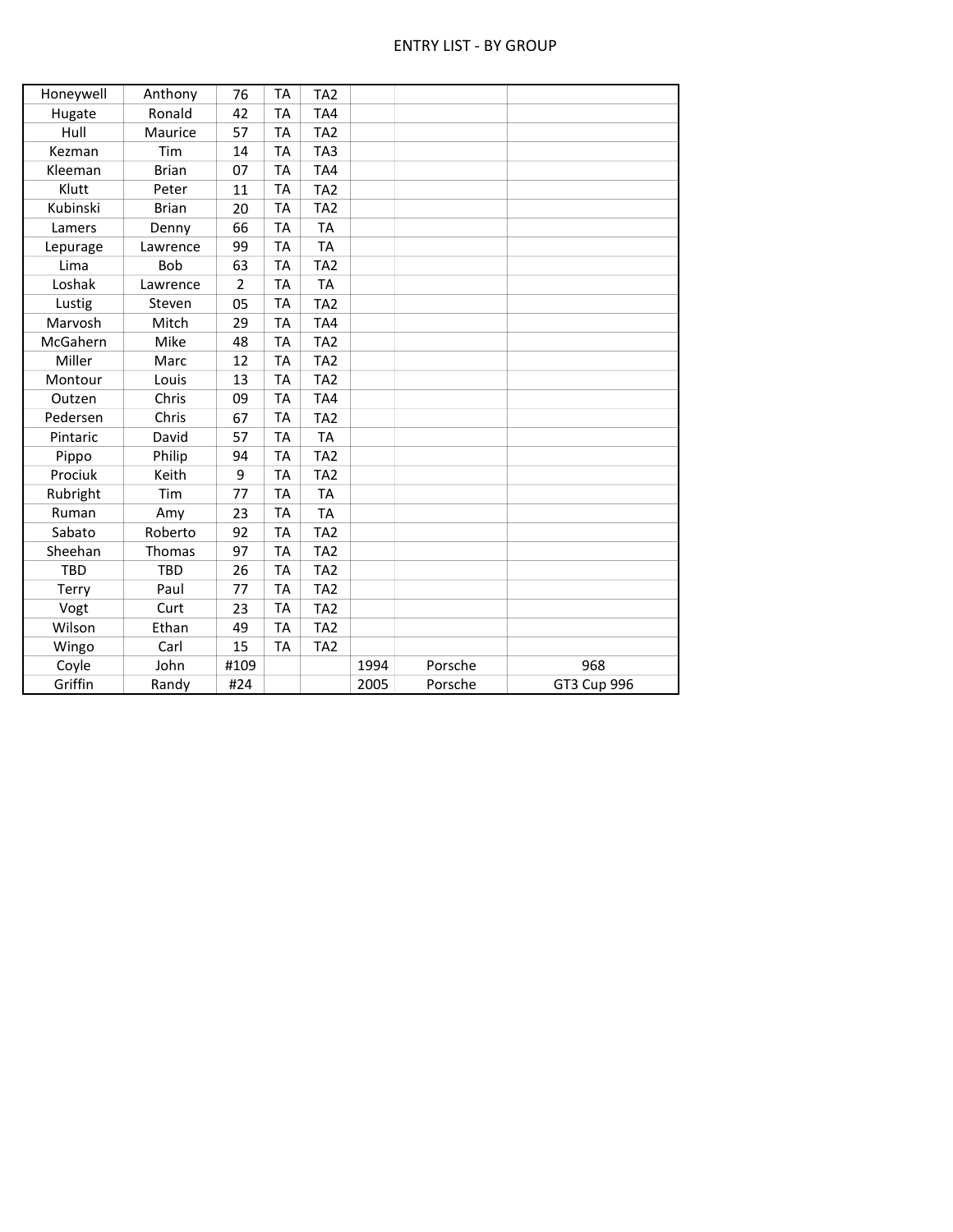ENTRY LIST - BY GROUP

| | | | | | | | |
|---|---|---|---|---|---|---|---|
| Honeywell | Anthony | 76 | TA | TA2 | | | |
| Hugate | Ronald | 42 | TA | TA4 | | | |
| Hull | Maurice | 57 | TA | TA2 | | | |
| Kezman | Tim | 14 | TA | TA3 | | | |
| Kleeman | Brian | 07 | TA | TA4 | | | |
| Klutt | Peter | 11 | TA | TA2 | | | |
| Kubinski | Brian | 20 | TA | TA2 | | | |
| Lamers | Denny | 66 | TA | TA | | | |
| Lepurage | Lawrence | 99 | TA | TA | | | |
| Lima | Bob | 63 | TA | TA2 | | | |
| Loshak | Lawrence | 2 | TA | TA | | | |
| Lustig | Steven | 05 | TA | TA2 | | | |
| Marvosh | Mitch | 29 | TA | TA4 | | | |
| McGahern | Mike | 48 | TA | TA2 | | | |
| Miller | Marc | 12 | TA | TA2 | | | |
| Montour | Louis | 13 | TA | TA2 | | | |
| Outzen | Chris | 09 | TA | TA4 | | | |
| Pedersen | Chris | 67 | TA | TA2 | | | |
| Pintaric | David | 57 | TA | TA | | | |
| Pippo | Philip | 94 | TA | TA2 | | | |
| Prociuk | Keith | 9 | TA | TA2 | | | |
| Rubright | Tim | 77 | TA | TA | | | |
| Ruman | Amy | 23 | TA | TA | | | |
| Sabato | Roberto | 92 | TA | TA2 | | | |
| Sheehan | Thomas | 97 | TA | TA2 | | | |
| TBD | TBD | 26 | TA | TA2 | | | |
| Terry | Paul | 77 | TA | TA2 | | | |
| Vogt | Curt | 23 | TA | TA2 | | | |
| Wilson | Ethan | 49 | TA | TA2 | | | |
| Wingo | Carl | 15 | TA | TA2 | | | |
| Coyle | John | #109 | | | 1994 | Porsche | 968 |
| Griffin | Randy | #24 | | | 2005 | Porsche | GT3 Cup 996 |